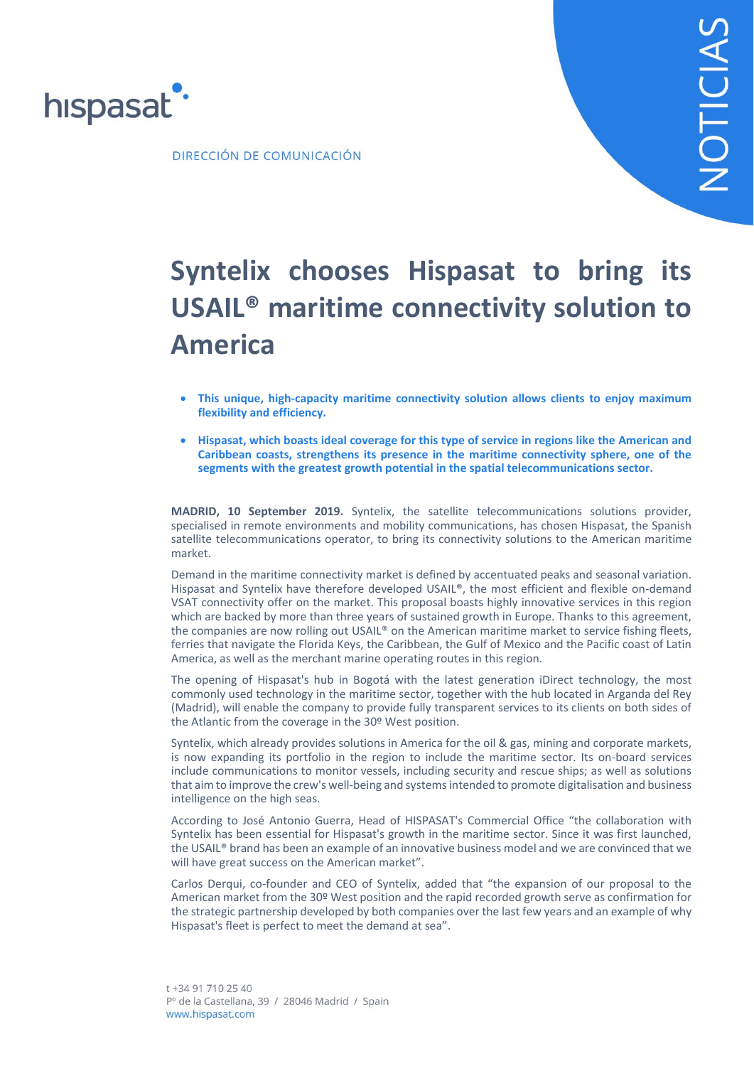hispasat

DIRECCIÓN DE COMUNICACIÓN

NOTICIAS

# Syntelix chooses Hispasat to bring its USAIL® maritime connectivity solution to America

- **This unique, high-capacity maritime connectivity solution allows clients to enjoy maximum flexibility and efficiency.**
- **Hispasat, which boasts ideal coverage for this type of service in regions like the American and Caribbean coasts, strengthens its presence in the maritime connectivity sphere, one of the segments with the greatest growth potential in the spatial telecommunications sector.**

**MADRID, 10 September 2019.** Syntelix, the satellite telecommunications solutions provider, specialised in remote environments and mobility communications, has chosen Hispasat, the Spanish satellite telecommunications operator, to bring its connectivity solutions to the American maritime market.

Demand in the maritime connectivity market is defined by accentuated peaks and seasonal variation. Hispasat and Syntelix have therefore developed USAIL®, the most efficient and flexible on-demand VSAT connectivity offer on the market. This proposal boasts highly innovative services in this region which are backed by more than three years of sustained growth in Europe. Thanks to this agreement, the companies are now rolling out USAIL® on the American maritime market to service fishing fleets, ferries that navigate the Florida Keys, the Caribbean, the Gulf of Mexico and the Pacific coast of Latin America, as well as the merchant marine operating routes in this region.

The opening of Hispasat's hub in Bogotá with the latest generation iDirect technology, the most commonly used technology in the maritime sector, together with the hub located in Arganda del Rey (Madrid), will enable the company to provide fully transparent services to its clients on both sides of the Atlantic from the coverage in the 30º West position.

Syntelix, which already provides solutions in America for the oil & gas, mining and corporate markets, is now expanding its portfolio in the region to include the maritime sector. Its on-board services include communications to monitor vessels, including security and rescue ships; as well as solutions that aim to improve the crew's well-being and systems intended to promote digitalisation and business intelligence on the high seas.

According to José Antonio Guerra, Head of HISPASAT's Commercial Office "the collaboration with Syntelix has been essential for Hispasat's growth in the maritime sector. Since it was first launched, the USAIL® brand has been an example of an innovative business model and we are convinced that we will have great success on the American market".

Carlos Derqui, co-founder and CEO of Syntelix, added that "the expansion of our proposal to the American market from the 30º West position and the rapid recorded growth serve as confirmation for the strategic partnership developed by both companies over the last few years and an example of why Hispasat's fleet is perfect to meet the demand at sea".

t +34 91 710 25 40
Pº de la Castellana, 39 / 28046 Madrid / Spain
www.hispasat.com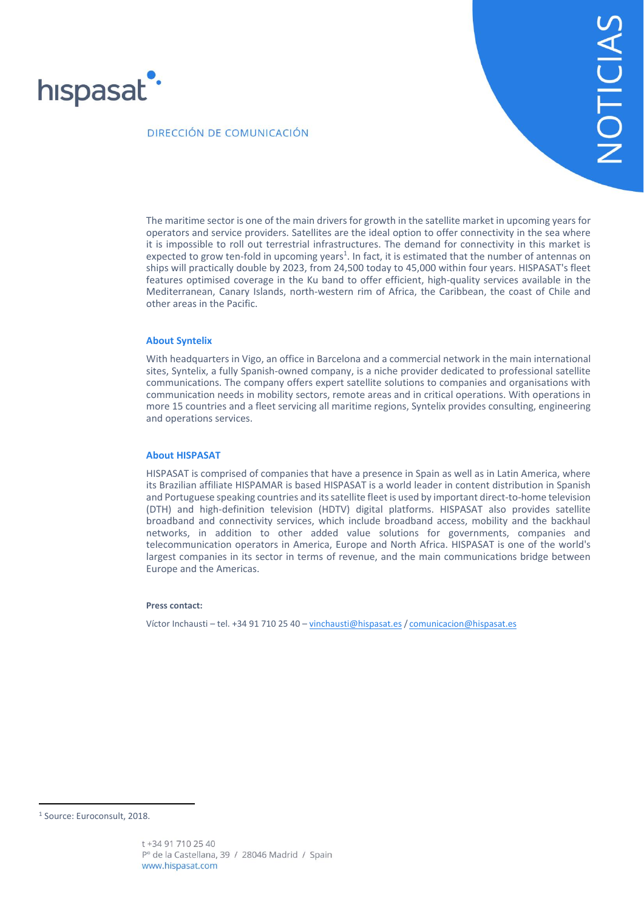The maritime sector is one of the main drivers for growth in the satellite market in upcoming years for operators and service providers. Satellites are the ideal option to offer connectivity in the sea where it is impossible to roll out terrestrial infrastructures. The demand for connectivity in this market is expected to grow ten-fold in upcoming years[1]. In fact, it is estimated that the number of antennas on ships will practically double by 2023, from 24,500 today to 45,000 within four years. HISPASAT's fleet features optimised coverage in the Ku band to offer efficient, high-quality services available in the Mediterranean, Canary Islands, north-western rim of Africa, the Caribbean, the coast of Chile and other areas in the Pacific.

## About Syntelix

With headquarters in Vigo, an office in Barcelona and a commercial network in the main international sites, Syntelix, a fully Spanish-owned company, is a niche provider dedicated to professional satellite communications. The company offers expert satellite solutions to companies and organisations with communication needs in mobility sectors, remote areas and in critical operations. With operations in more 15 countries and a fleet servicing all maritime regions, Syntelix provides consulting, engineering and operations services.

## About HISPASAT

HISPASAT is comprised of companies that have a presence in Spain as well as in Latin America, where its Brazilian affiliate HISPAMAR is based HISPASAT is a world leader in content distribution in Spanish and Portuguese speaking countries and its satellite fleet is used by important direct-to-home television (DTH) and high-definition television (HDTV) digital platforms. HISPASAT also provides satellite broadband and connectivity services, which include broadband access, mobility and the backhaul networks, in addition to other added value solutions for governments, companies and telecommunication operators in America, Europe and North Africa. HISPASAT is one of the world's largest companies in its sector in terms of revenue, and the main communications bridge between Europe and the Americas.

**Press contact:**

Víctor Inchausti – tel. +34 91 710 25 40 – vinchausti@hispasat.es / comunicacion@hispasat.es

[1] Source: Euroconsult, 2018.